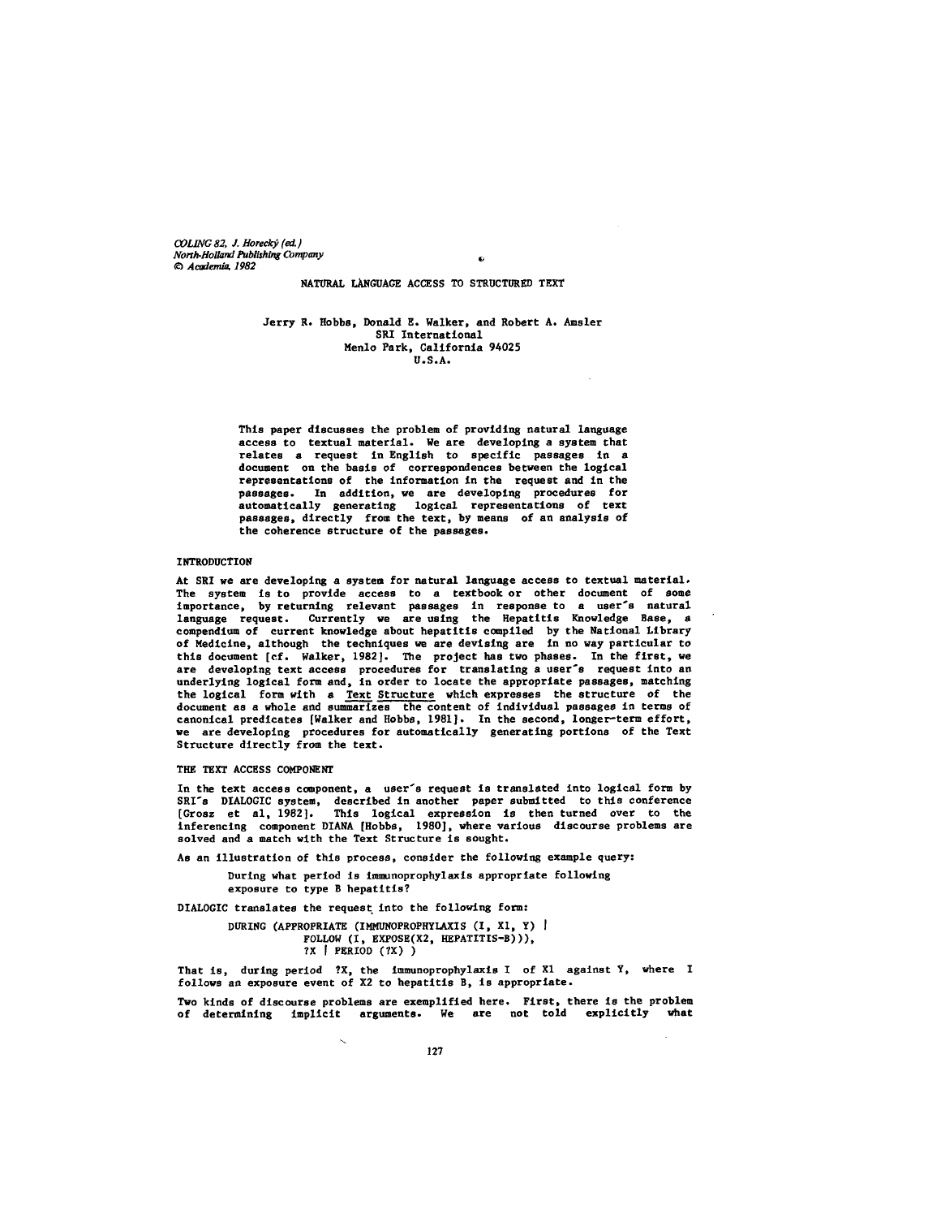COLING 82, J. Horecký (ed.)
North-Holland Publishing Company
© Academia, 1982

# NATURAL LANGUAGE ACCESS TO STRUCTURED TEXT

Jerry R. Hobbs, Donald E. Walker, and Robert A. Amsler
SRI International
Menlo Park, California 94025
U.S.A.

This paper discusses the problem of providing natural language access to textual material. We are developing a system that relates a request in English to specific passages in a document on the basis of correspondences between the logical representations of the information in the request and in the passages. In addition, we are developing procedures for automatically generating logical representations of text passages, directly from the text, by means of an analysis of the coherence structure of the passages.

## INTRODUCTION

At SRI we are developing a system for natural language access to textual material. The system is to provide access to a textbook or other document of some importance, by returning relevant passages in response to a user's natural language request. Currently we are using the Hepatitis Knowledge Base, a compendium of current knowledge about hepatitis compiled by the National Library of Medicine, although the techniques we are devising are in no way particular to this document [cf. Walker, 1982]. The project has two phases. In the first, we are developing text access procedures for translating a user's request into an underlying logical form and, in order to locate the appropriate passages, matching the logical form with a Text Structure which expresses the structure of the document as a whole and summarizes the content of individual passages in terms of canonical predicates [Walker and Hobbs, 1981]. In the second, longer-term effort, we are developing procedures for automatically generating portions of the Text Structure directly from the text.

## THE TEXT ACCESS COMPONENT

In the text access component, a user's request is translated into logical form by SRI's DIALOGIC system, described in another paper submitted to this conference [Grosz et al, 1982]. This logical expression is then turned over to the inferencing component DIANA [Hobbs, 1980], where various discourse problems are solved and a match with the Text Structure is sought.

As an illustration of this process, consider the following example query:

> During what period is immunoprophylaxis appropriate following exposure to type B hepatitis?

DIALOGIC translates the request into the following form:

```
DURING (APPROPRIATE (IMMUNOPROPHYLAXIS (I, X1, Y) |
            FOLLOW (I, EXPOSE(X2, HEPATITIS-B))),
        ?X | PERIOD (?X) )
```

That is, during period ?X, the immunoprophylaxis I of X1 against Y, where I follows an exposure event of X2 to hepatitis B, is appropriate.

Two kinds of discourse problems are exemplified here. First, there is the problem of determining implicit arguments. We are not told explicitly what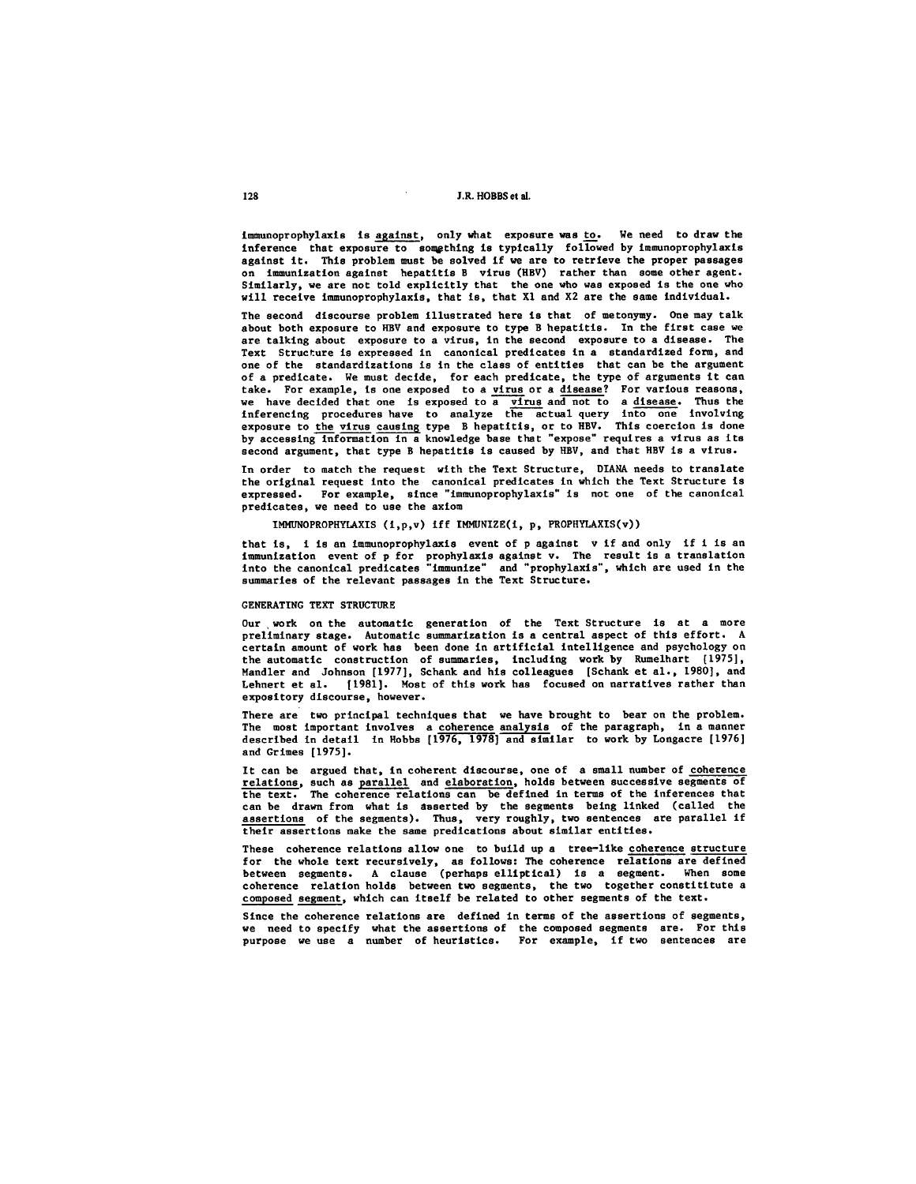immunoprophylaxis is _against_, only what exposure was _to_. We need to draw the inference that exposure to something is typically followed by immunoprophylaxis against it. This problem must be solved if we are to retrieve the proper passages on immunization against hepatitis B virus (HBV) rather than some other agent. Similarly, we are not told explicitly that the one who was exposed is the one who will receive immunoprophylaxis, that is, that X1 and X2 are the same individual.

The second discourse problem illustrated here is that of metonymy. One may talk about both exposure to HBV and exposure to type B hepatitis. In the first case we are talking about exposure to a virus, in the second exposure to a disease. The Text Structure is expressed in canonical predicates in a standardized form, and one of the standardizations is in the class of entities that can be the argument of a predicate. We must decide, for each predicate, the type of arguments it can take. For example, is one exposed to a _virus_ or a _disease_? For various reasons, we have decided that one is exposed to a _virus_ and not to a _disease_. Thus the inferencing procedures have to analyze the actual query into one involving exposure to _the virus causing_ type B hepatitis, or to HBV. This coercion is done by accessing information in a knowledge base that "expose" requires a virus as its second argument, that type B hepatitis is caused by HBV, and that HBV is a virus.

In order to match the request with the Text Structure, DIANA needs to translate the original request into the canonical predicates in which the Text Structure is expressed. For example, since "immunoprophylaxis" is not one of the canonical predicates, we need to use the axiom

IMMUNOPROPHYLAXIS (i,p,v) iff IMMUNIZE(i, p, PROPHYLAXIS(v))

that is, i is an immunoprophylaxis event of p against v if and only if i is an immunization event of p for prophylaxis against v. The result is a translation into the canonical predicates "immunize" and "prophylaxis", which are used in the summaries of the relevant passages in the Text Structure.

## GENERATING TEXT STRUCTURE

Our work on the automatic generation of the Text Structure is at a more preliminary stage. Automatic summarization is a central aspect of this effort. A certain amount of work has been done in artificial intelligence and psychology on the automatic construction of summaries, including work by Rumelhart [1975], Mandler and Johnson [1977], Schank and his colleagues [Schank et al., 1980], and Lehnert et al. [1981]. Most of this work has focused on narratives rather than expository discourse, however.

There are two principal techniques that we have brought to bear on the problem. The most important involves a _coherence analysis_ of the paragraph, in a manner described in detail in Hobbs [1976, 1978] and similar to work by Longacre [1976] and Grimes [1975].

It can be argued that, in coherent discourse, one of a small number of _coherence relations_, such as _parallel_ and _elaboration_, holds between successive segments of the text. The coherence relations can be defined in terms of the inferences that can be drawn from what is asserted by the segments being linked (called the _assertions_ of the segments). Thus, very roughly, two sentences are parallel if their assertions make the same predications about similar entities.

These coherence relations allow one to build up a tree-like _coherence structure_ for the whole text recursively, as follows: The coherence relations are defined between segments. A clause (perhaps elliptical) is a segment. When some coherence relation holds between two segments, the two together constitute a _composed segment_, which can itself be related to other segments of the text.

Since the coherence relations are defined in terms of the assertions of segments, we need to specify what the assertions of the composed segments are. For this purpose we use a number of heuristics. For example, if two sentences are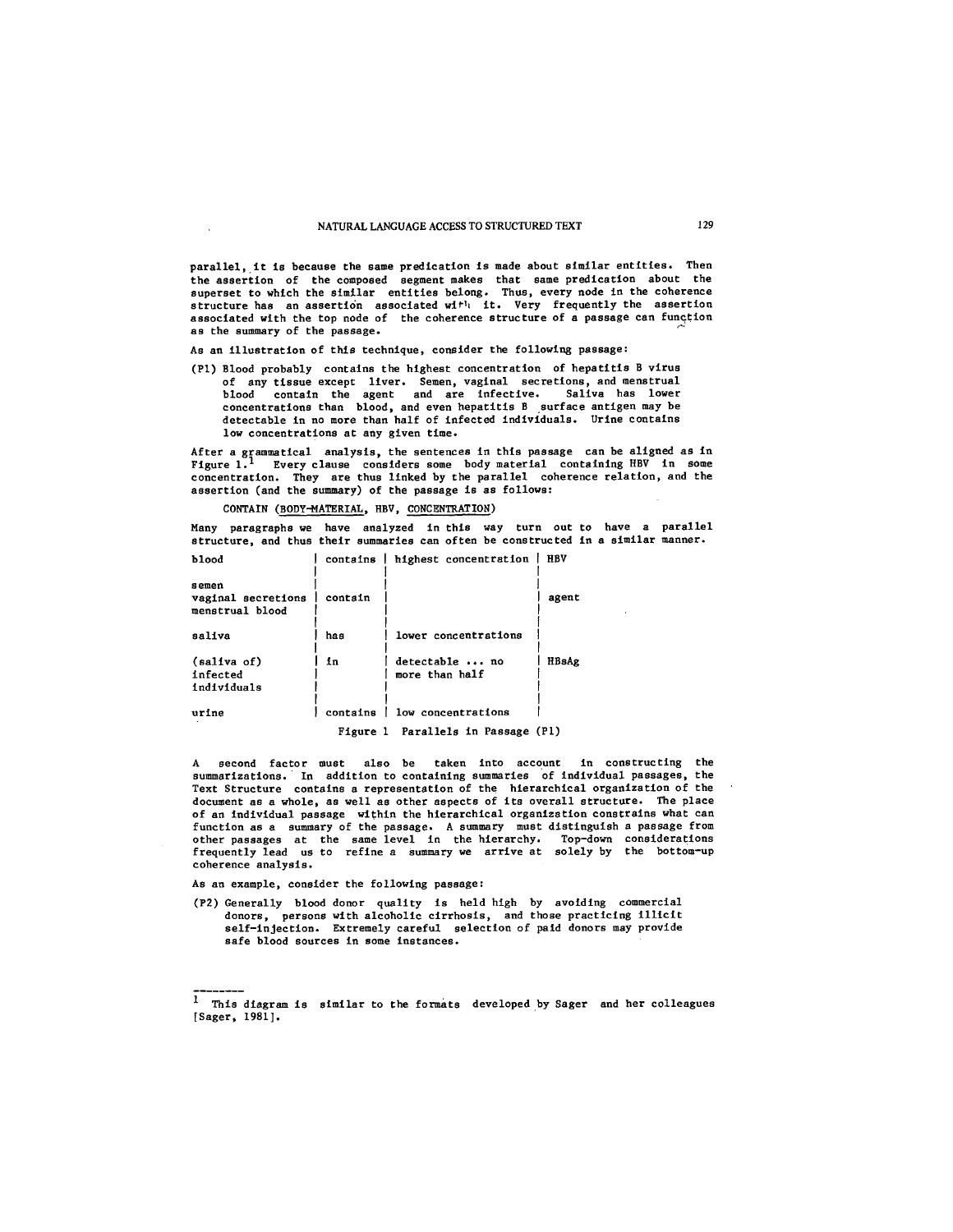parallel, it is because the same predication is made about similar entities. Then the assertion of the composed segment makes that same predication about the superset to which the similar entities belong. Thus, every node in the coherence structure has an assertion associated with it. Very frequently the assertion associated with the top node of the coherence structure of a passage can function as the summary of the passage.

As an illustration of this technique, consider the following passage:

> (P1) Blood probably contains the highest concentration of hepatitis B virus of any tissue except liver. Semen, vaginal secretions, and menstrual blood contain the agent and are infective. Saliva has lower concentrations than blood, and even hepatitis B surface antigen may be detectable in no more than half of infected individuals. Urine contains low concentrations at any given time.

After a grammatical analysis, the sentences in this passage can be aligned as in Figure 1.[1] Every clause considers some body material containing HBV in some concentration. They are thus linked by the parallel coherence relation, and the assertion (and the summary) of the passage is as follows:

CONTAIN (<u>BODY-MATERIAL</u>, HBV, <u>CONCENTRATION</u>)

Many paragraphs we have analyzed in this way turn out to have a parallel structure, and thus their summaries can often be constructed in a similar manner.

| | | | |
|---|---|---|---|
| blood | contains | highest concentration | HBV |
| semen<br>vaginal secretions<br>menstrual blood | contain | | agent |
| saliva | has | lower concentrations | |
| (saliva of)<br>infected<br>individuals | in | detectable ... no<br>more than half | HBsAg |
| urine | contains | low concentrations | |

Figure 1 Parallels in Passage (P1)

A second factor must also be taken into account in constructing the summarizations. In addition to containing summaries of individual passages, the Text Structure contains a representation of the hierarchical organization of the document as a whole, as well as other aspects of its overall structure. The place of an individual passage within the hierarchical organization constrains what can function as a summary of the passage. A summary must distinguish a passage from other passages at the same level in the hierarchy. Top-down considerations frequently lead us to refine a summary we arrive at solely by the bottom-up coherence analysis.

As an example, consider the following passage:

> (P2) Generally blood donor quality is held high by avoiding commercial donors, persons with alcoholic cirrhosis, and those practicing illicit self-injection. Extremely careful selection of paid donors may provide safe blood sources in some instances.

---

[1] This diagram is similar to the formats developed by Sager and her colleagues [Sager, 1981].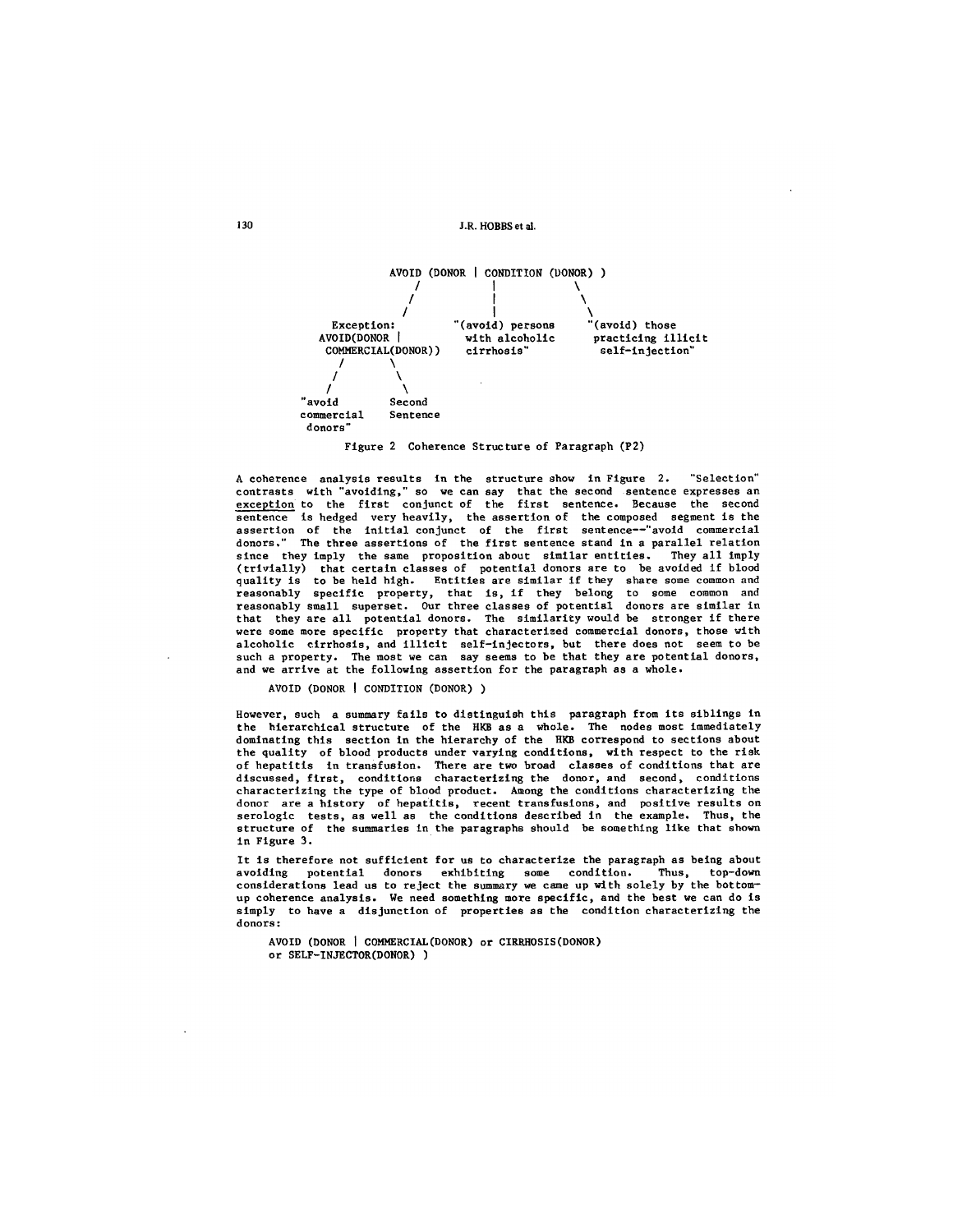```
                     AVOID (DONOR | CONDITION (DONOR) )
                          /            |            \
                         /             |             \
                        /              |              \
          Exception:          "(avoid) persons     "(avoid) those
         AVOID(DONOR |          with alcoholic       practicing illicit
          COMMERCIAL(DONOR))    cirrhosis"           self-injection"
            /        \
           /          \
          /            \
   "avoid          Second
   commercial      Sentence
    donors"
```

Figure 2 Coherence Structure of Paragraph (P2)

A coherence analysis results in the structure show in Figure 2. "Selection" contrasts with "avoiding," so we can say that the second sentence expresses an <u>exception</u> to the first conjunct of the first sentence. Because the second sentence is hedged very heavily, the assertion of the composed segment is the assertion of the initial conjunct of the first sentence--"avoid commercial donors." The three assertions of the first sentence stand in a parallel relation since they imply the same proposition about similar entities. They all imply (trivially) that certain classes of potential donors are to be avoided if blood quality is to be held high. Entities are similar if they share some common and reasonably specific property, that is, if they belong to some common and reasonably small superset. Our three classes of potential donors are similar in that they are all potential donors. The similarity would be stronger if there were some more specific property that characterized commercial donors, those with alcoholic cirrhosis, and illicit self-injectors, but there does not seem to be such a property. The most we can say seems to be that they are potential donors, and we arrive at the following assertion for the paragraph as a whole.

AVOID (DONOR | CONDITION (DONOR) )

However, such a summary fails to distinguish this paragraph from its siblings in the hierarchical structure of the HKB as a whole. The nodes most immediately dominating this section in the hierarchy of the HKB correspond to sections about the quality of blood products under varying conditions, with respect to the risk of hepatitis in transfusion. There are two broad classes of conditions that are discussed, first, conditions characterizing the donor, and second, conditions characterizing the type of blood product. Among the conditions characterizing the donor are a history of hepatitis, recent transfusions, and positive results on serologic tests, as well as the conditions described in the example. Thus, the structure of the summaries in the paragraphs should be something like that shown in Figure 3.

It is therefore not sufficient for us to characterize the paragraph as being about avoiding potential donors exhibiting some condition. Thus, top-down considerations lead us to reject the summary we came up with solely by the bottom-up coherence analysis. We need something more specific, and the best we can do is simply to have a disjunction of properties as the condition characterizing the donors:

AVOID (DONOR | COMMERCIAL(DONOR) or CIRRHOSIS(DONOR)
or SELF-INJECTOR(DONOR) )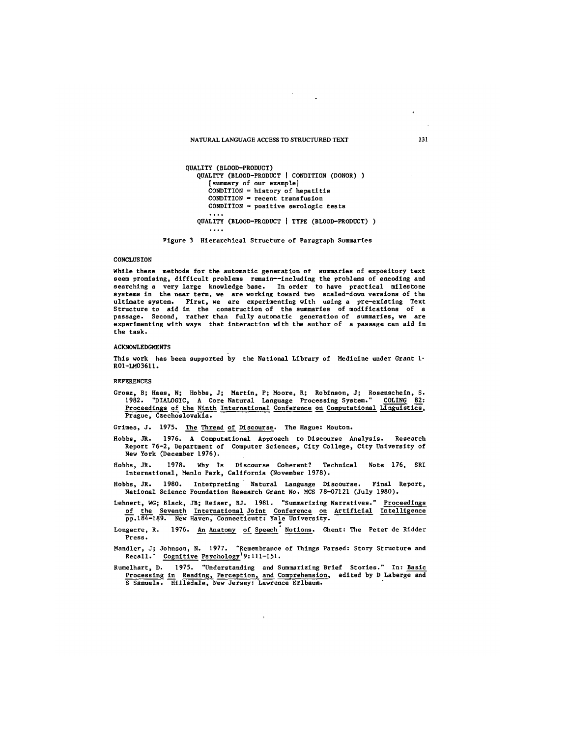```
QUALITY (BLOOD-PRODUCT)
   QUALITY (BLOOD-PRODUCT | CONDITION (DONOR) )
      [summary of our example]
      CONDITION = history of hepatitis
      CONDITION = recent transfusion
      CONDITION = positive serologic tests
      ....
   QUALITY (BLOOD-PRODUCT | TYPE (BLOOD-PRODUCT) )
      ....
```

Figure 3 Hierarchical Structure of Paragraph Summaries

## CONCLUSION

While these methods for the automatic generation of summaries of expository text seem promising, difficult problems remain--including the problems of encoding and searching a very large knowledge base. In order to have practical milestone systems in the near term, we are working toward two scaled-down versions of the ultimate system. First, we are experimenting with using a pre-existing Text Structure to aid in the construction of the summaries of modifications of a passage. Second, rather than fully automatic generation of summaries, we are experimenting with ways that interaction with the author of a passage can aid in the task.

## ACKNOWLEDGMENTS

This work has been supported by the National Library of Medicine under Grant 1-R01-LM03611.

## REFERENCES

Grosz, B; Haas, N; Hobbs, J; Martin, P; Moore, R; Robinson, J; Rosenschein, S. 1982. "DIALOGIC, A Core Natural Language Processing System." COLING 82: Proceedings of the Ninth International Conference on Computational Linguistics, Prague, Czechoslovakia.

Grimes, J. 1975. The Thread of Discourse. The Hague: Mouton.

Hobbs, JR. 1976. A Computational Approach to Discourse Analysis. Research Report 76-2, Department of Computer Sciences, City College, City University of New York (December 1976).

Hobbs, JR. 1978. Why Is Discourse Coherent? Technical Note 176, SRI International, Menlo Park, California (November 1978).

Hobbs, JR. 1980. Interpreting Natural Language Discourse. Final Report, National Science Foundation Research Grant No. MCS 78-07121 (July 1980).

Lehnert, WG; Black, JB; Reiser, BJ. 1981. "Summarizing Narratives." Proceedings of the Seventh International Joint Conference on Artificial Intelligence pp.184-189. New Haven, Connecticutt: Yale University.

Longacre, R. 1976. An Anatomy of Speech Notions. Ghent: The Peter de Ridder Press.

Mandler, J; Johnson, N. 1977. "Remembrance of Things Parsed: Story Structure and Recall." Cognitive Psychology 9:111-151.

Rumelhart, D. 1975. "Understanding and Summarizing Brief Stories." In: Basic Processing in Reading, Perception, and Comprehension, edited by D Laberge and S Samuels. Hillsdale, New Jersey: Lawrence Erlbaum.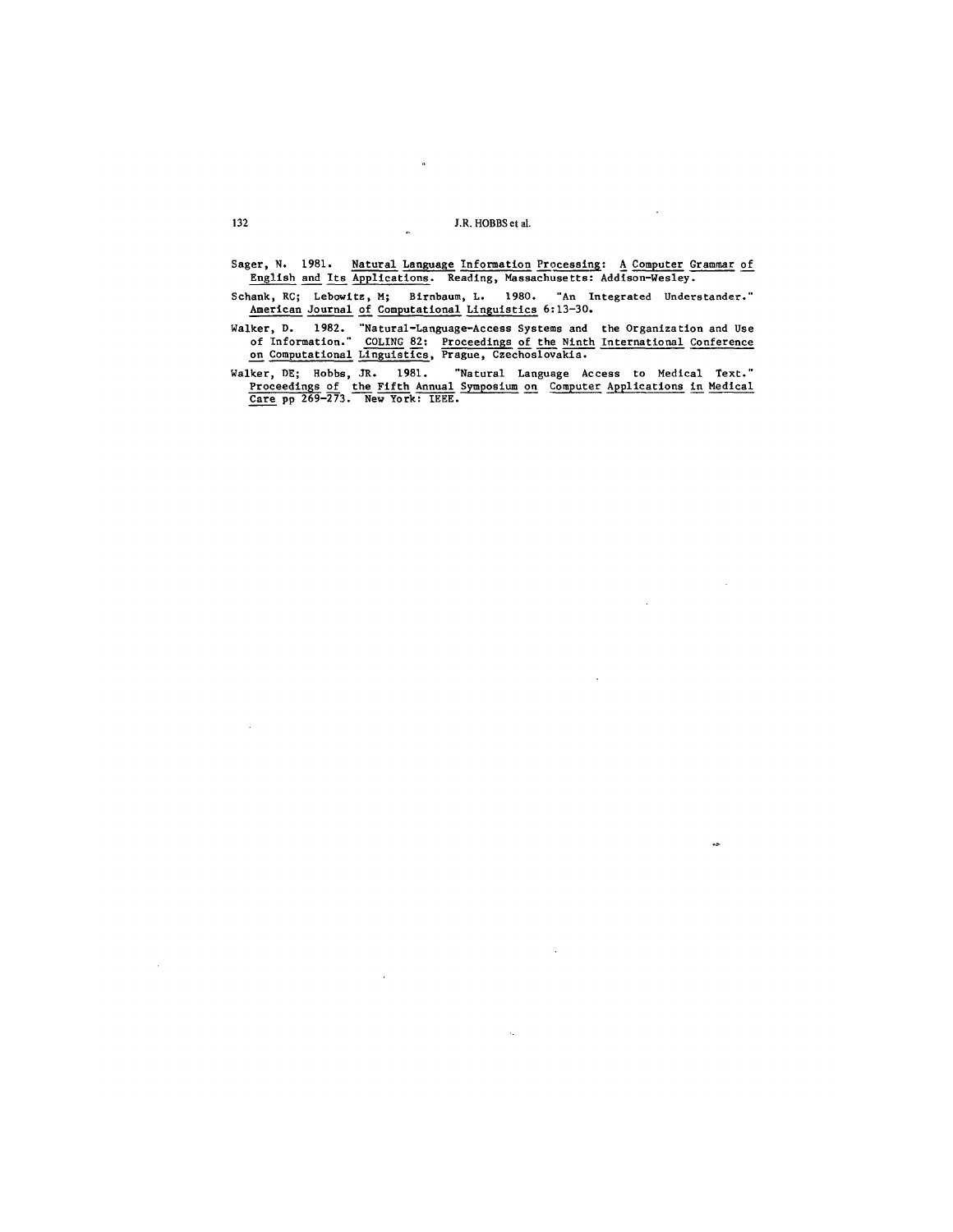Sager, N. 1981. Natural Language Information Processing: A Computer Grammar of English and Its Applications. Reading, Massachusetts: Addison-Wesley.

Schank, RC; Lebowitz, M; Birnbaum, L. 1980. "An Integrated Understander." American Journal of Computational Linguistics 6:13-30.

Walker, D. 1982. "Natural-Language-Access Systems and the Organization and Use of Information." COLING 82: Proceedings of the Ninth International Conference on Computational Linguistics, Prague, Czechoslovakia.

Walker, DE; Hobbs, JR. 1981. "Natural Language Access to Medical Text." Proceedings of the Fifth Annual Symposium on Computer Applications in Medical Care pp 269-273. New York: IEEE.